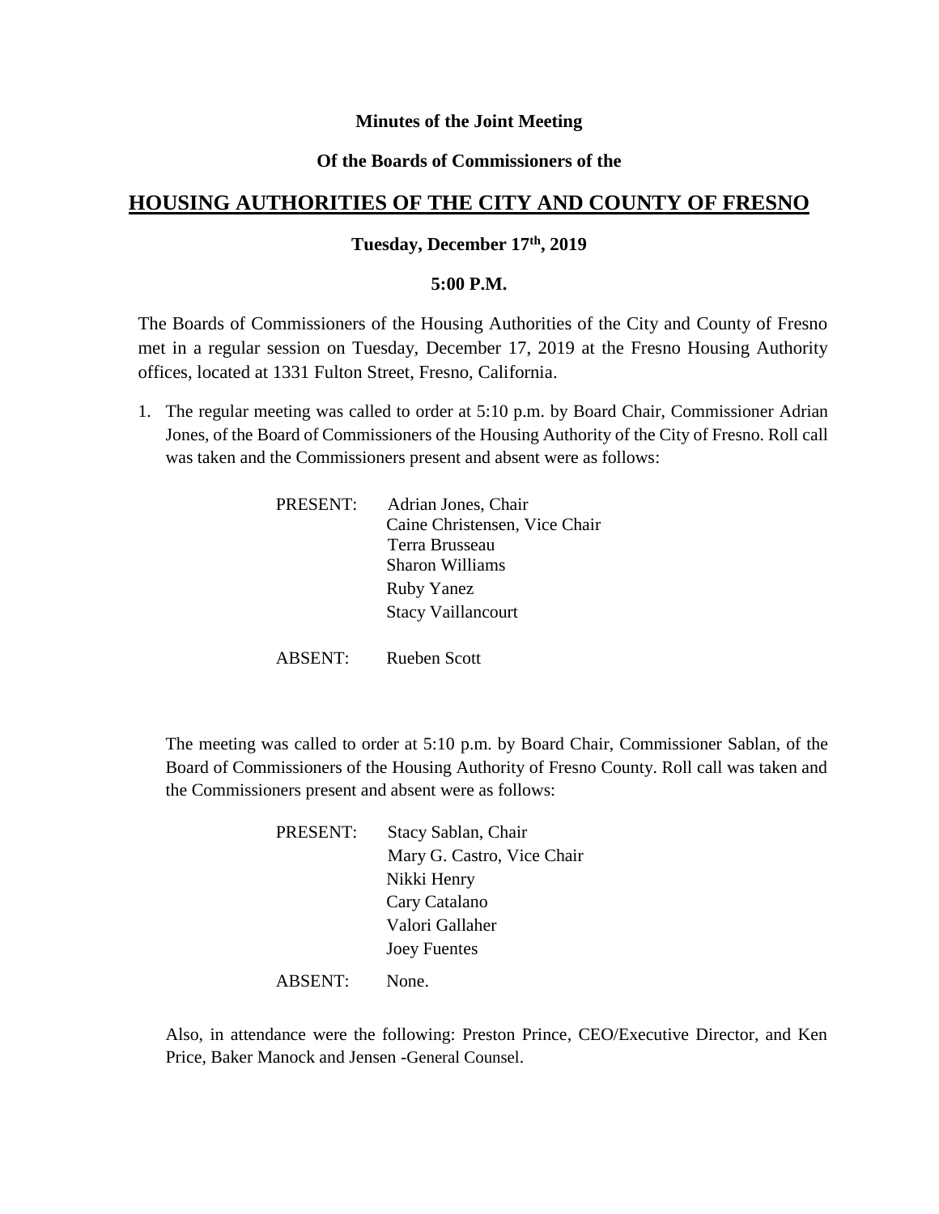**Minutes of the Joint Meeting**

**Of the Boards of Commissioners of the**

# HOUSING AUTHORITIES OF THE CITY AND COUNTY OF FRESNO

**Tuesday, December 17th, 2019**

**5:00 P.M.**

The Boards of Commissioners of the Housing Authorities of the City and County of Fresno met in a regular session on Tuesday, December 17, 2019 at the Fresno Housing Authority offices, located at 1331 Fulton Street, Fresno, California.

1. The regular meeting was called to order at 5:10 p.m. by Board Chair, Commissioner Adrian Jones, of the Board of Commissioners of the Housing Authority of the City of Fresno. Roll call was taken and the Commissioners present and absent were as follows:

   PRESENT: Adrian Jones, Chair
   Caine Christensen, Vice Chair
   Terra Brusseau
   Sharon Williams
   Ruby Yanez
   Stacy Vaillancourt

   ABSENT: Rueben Scott

   The meeting was called to order at 5:10 p.m. by Board Chair, Commissioner Sablan, of the Board of Commissioners of the Housing Authority of Fresno County. Roll call was taken and the Commissioners present and absent were as follows:

   PRESENT: Stacy Sablan, Chair
   Mary G. Castro, Vice Chair
   Nikki Henry
   Cary Catalano
   Valori Gallaher
   Joey Fuentes

   ABSENT: None.

   Also, in attendance were the following: Preston Prince, CEO/Executive Director, and Ken Price, Baker Manock and Jensen -General Counsel.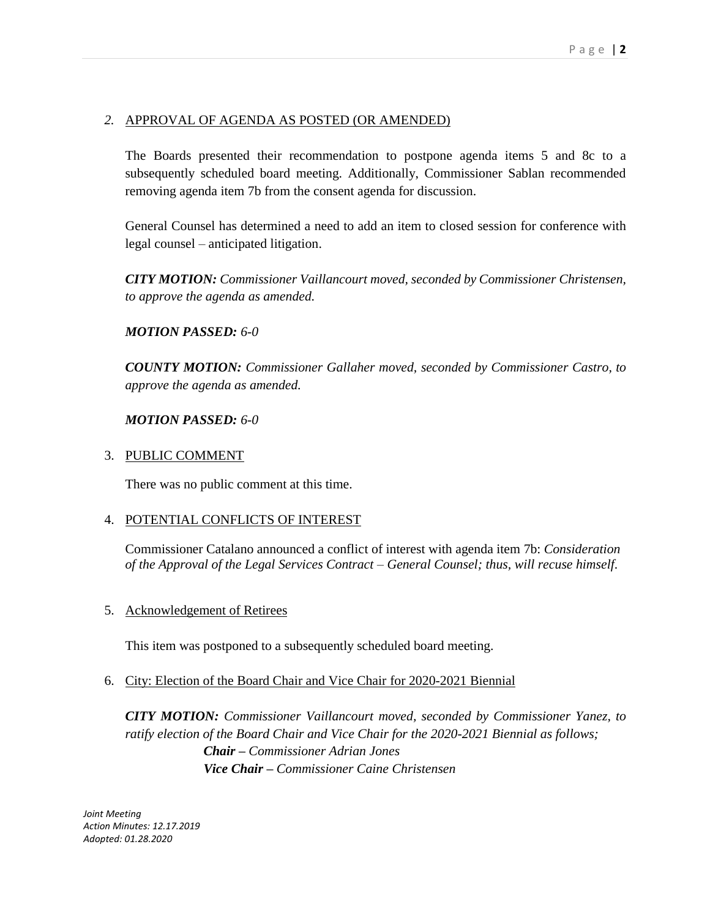2. APPROVAL OF AGENDA AS POSTED (OR AMENDED)

The Boards presented their recommendation to postpone agenda items 5 and 8c to a subsequently scheduled board meeting. Additionally, Commissioner Sablan recommended removing agenda item 7b from the consent agenda for discussion.

General Counsel has determined a need to add an item to closed session for conference with legal counsel – anticipated litigation.

***CITY MOTION:*** *Commissioner Vaillancourt moved, seconded by Commissioner Christensen, to approve the agenda as amended.*

***MOTION PASSED:*** *6-0*

***COUNTY MOTION:*** *Commissioner Gallaher moved, seconded by Commissioner Castro, to approve the agenda as amended.*

***MOTION PASSED:*** *6-0*

3. PUBLIC COMMENT

There was no public comment at this time.

4. POTENTIAL CONFLICTS OF INTEREST

Commissioner Catalano announced a conflict of interest with agenda item 7b: *Consideration of the Approval of the Legal Services Contract – General Counsel; thus, will recuse himself.*

5. Acknowledgement of Retirees

This item was postponed to a subsequently scheduled board meeting.

6. City: Election of the Board Chair and Vice Chair for 2020-2021 Biennial

***CITY MOTION:*** *Commissioner Vaillancourt moved, seconded by Commissioner Yanez, to ratify election of the Board Chair and Vice Chair for the 2020-2021 Biennial as follows;*

***Chair –*** *Commissioner Adrian Jones*
***Vice Chair –*** *Commissioner Caine Christensen*

*Joint Meeting*
*Action Minutes: 12.17.2019*
*Adopted: 01.28.2020*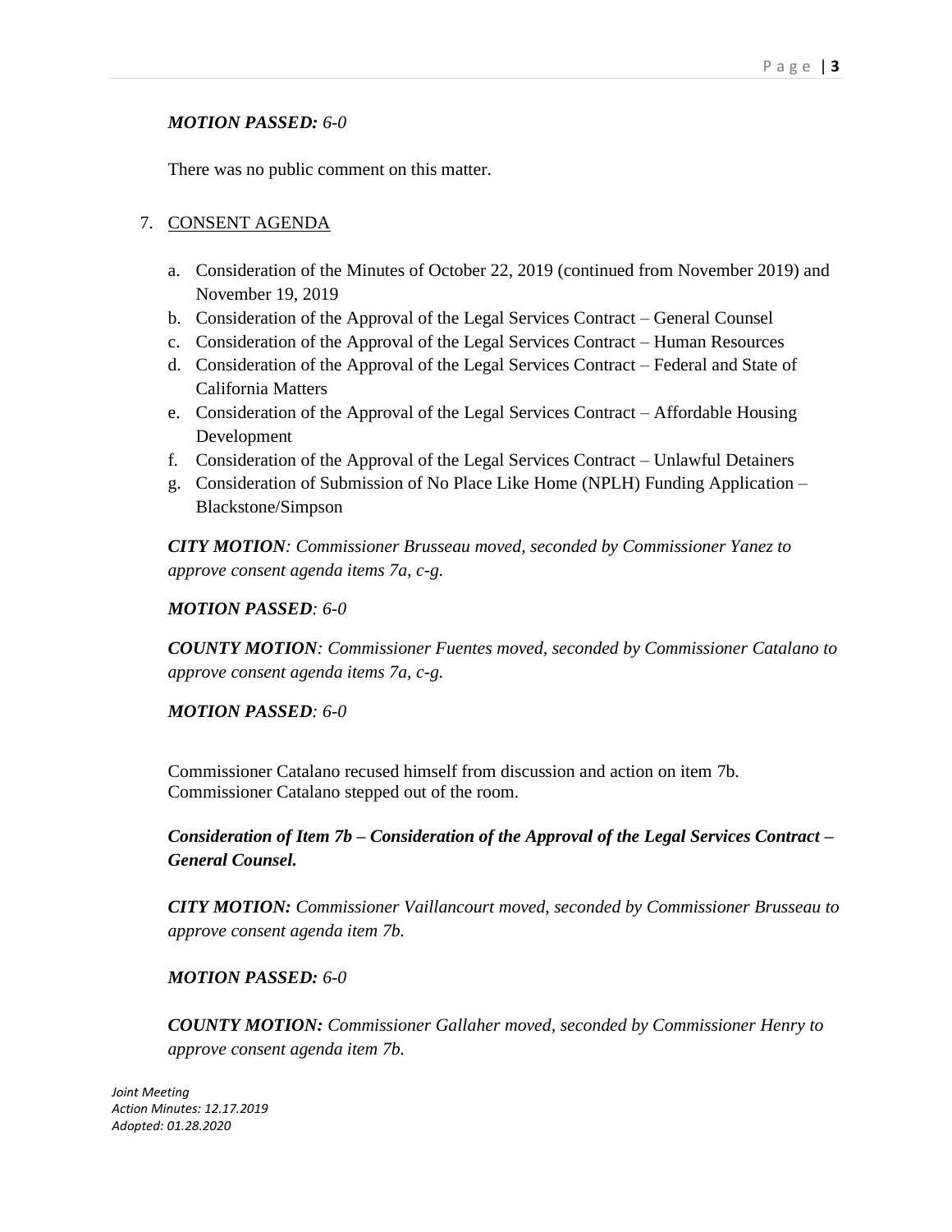***MOTION PASSED:** 6-0*

There was no public comment on this matter.

7. <u>CONSENT AGENDA</u>

   a. Consideration of the Minutes of October 22, 2019 (continued from November 2019) and November 19, 2019
   b. Consideration of the Approval of the Legal Services Contract – General Counsel
   c. Consideration of the Approval of the Legal Services Contract – Human Resources
   d. Consideration of the Approval of the Legal Services Contract – Federal and State of California Matters
   e. Consideration of the Approval of the Legal Services Contract – Affordable Housing Development
   f. Consideration of the Approval of the Legal Services Contract – Unlawful Detainers
   g. Consideration of Submission of No Place Like Home (NPLH) Funding Application – Blackstone/Simpson

***CITY MOTION**: Commissioner Brusseau moved, seconded by Commissioner Yanez to approve consent agenda items 7a, c-g.*

***MOTION PASSED**: 6-0*

***COUNTY MOTION**: Commissioner Fuentes moved, seconded by Commissioner Catalano to approve consent agenda items 7a, c-g.*

***MOTION PASSED**: 6-0*

Commissioner Catalano recused himself from discussion and action on item 7b. Commissioner Catalano stepped out of the room.

***Consideration of Item 7b – Consideration of the Approval of the Legal Services Contract – General Counsel.***

***CITY MOTION:** Commissioner Vaillancourt moved, seconded by Commissioner Brusseau to approve consent agenda item 7b.*

***MOTION PASSED:** 6-0*

***COUNTY MOTION:** Commissioner Gallaher moved, seconded by Commissioner Henry to approve consent agenda item 7b.*

*Joint Meeting*
*Action Minutes: 12.17.2019*
*Adopted: 01.28.2020*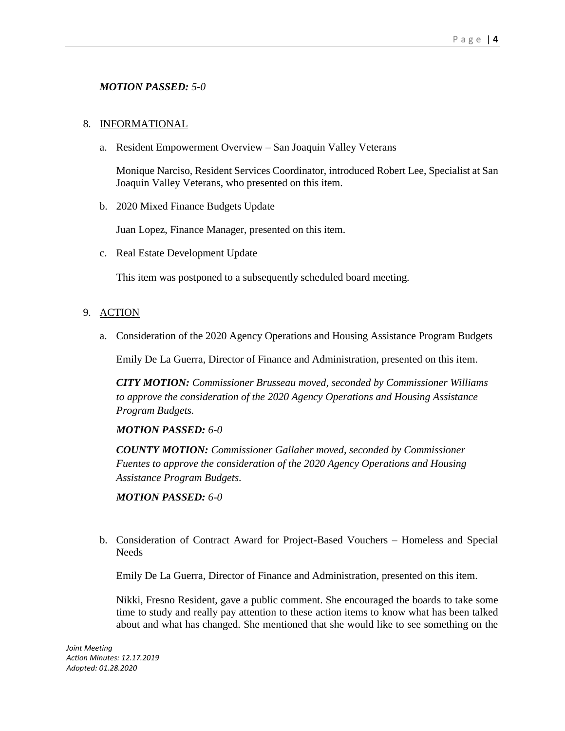***MOTION PASSED:*** *5-0*

8. <u>INFORMATIONAL</u>

   a. Resident Empowerment Overview – San Joaquin Valley Veterans

      Monique Narciso, Resident Services Coordinator, introduced Robert Lee, Specialist at San Joaquin Valley Veterans, who presented on this item.

   b. 2020 Mixed Finance Budgets Update

      Juan Lopez, Finance Manager, presented on this item.

   c. Real Estate Development Update

      This item was postponed to a subsequently scheduled board meeting.

9. <u>ACTION</u>

   a. Consideration of the 2020 Agency Operations and Housing Assistance Program Budgets

      Emily De La Guerra, Director of Finance and Administration, presented on this item.

      ***CITY MOTION:*** *Commissioner Brusseau moved, seconded by Commissioner Williams to approve the consideration of the 2020 Agency Operations and Housing Assistance Program Budgets.*

      ***MOTION PASSED:*** *6-0*

      ***COUNTY MOTION:*** *Commissioner Gallaher moved, seconded by Commissioner Fuentes to approve the consideration of the 2020 Agency Operations and Housing Assistance Program Budgets.*

      ***MOTION PASSED:*** *6-0*

   b. Consideration of Contract Award for Project-Based Vouchers – Homeless and Special Needs

      Emily De La Guerra, Director of Finance and Administration, presented on this item.

      Nikki, Fresno Resident, gave a public comment. She encouraged the boards to take some time to study and really pay attention to these action items to know what has been talked about and what has changed. She mentioned that she would like to see something on the

*Joint Meeting*
*Action Minutes: 12.17.2019*
*Adopted: 01.28.2020*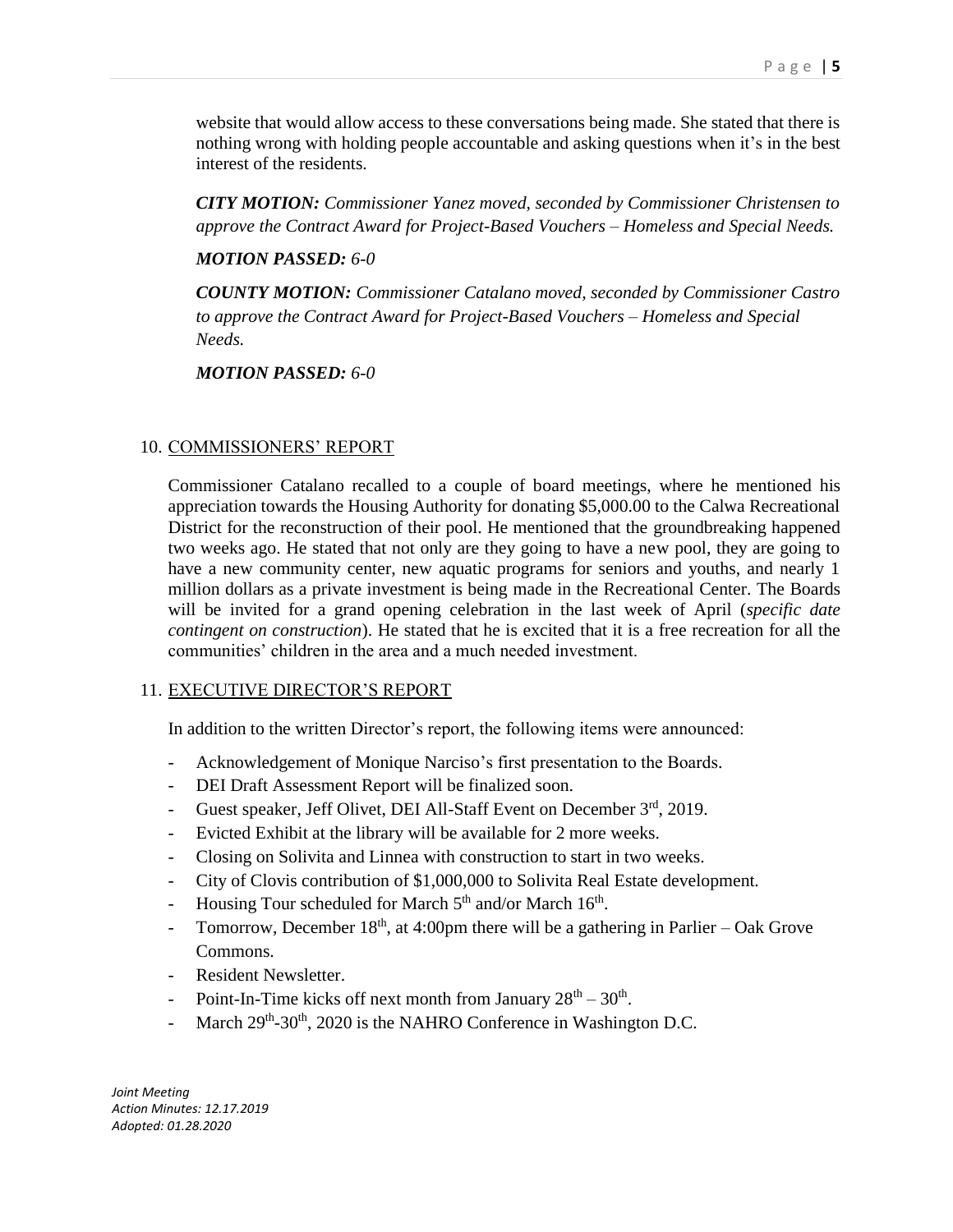website that would allow access to these conversations being made. She stated that there is nothing wrong with holding people accountable and asking questions when it's in the best interest of the residents.

***CITY MOTION:*** *Commissioner Yanez moved, seconded by Commissioner Christensen to approve the Contract Award for Project-Based Vouchers – Homeless and Special Needs.*

***MOTION PASSED:*** *6-0*

***COUNTY MOTION:*** *Commissioner Catalano moved, seconded by Commissioner Castro to approve the Contract Award for Project-Based Vouchers – Homeless and Special Needs.*

***MOTION PASSED:*** *6-0*

10. COMMISSIONERS' REPORT

Commissioner Catalano recalled to a couple of board meetings, where he mentioned his appreciation towards the Housing Authority for donating $5,000.00 to the Calwa Recreational District for the reconstruction of their pool. He mentioned that the groundbreaking happened two weeks ago. He stated that not only are they going to have a new pool, they are going to have a new community center, new aquatic programs for seniors and youths, and nearly 1 million dollars as a private investment is being made in the Recreational Center. The Boards will be invited for a grand opening celebration in the last week of April (*specific date contingent on construction*). He stated that he is excited that it is a free recreation for all the communities' children in the area and a much needed investment.

11. EXECUTIVE DIRECTOR'S REPORT

In addition to the written Director's report, the following items were announced:

- Acknowledgement of Monique Narciso's first presentation to the Boards.
- DEI Draft Assessment Report will be finalized soon.
- Guest speaker, Jeff Olivet, DEI All-Staff Event on December 3rd, 2019.
- Evicted Exhibit at the library will be available for 2 more weeks.
- Closing on Solivita and Linnea with construction to start in two weeks.
- City of Clovis contribution of $1,000,000 to Solivita Real Estate development.
- Housing Tour scheduled for March 5th and/or March 16th.
- Tomorrow, December 18th, at 4:00pm there will be a gathering in Parlier – Oak Grove Commons.
- Resident Newsletter.
- Point-In-Time kicks off next month from January 28th – 30th.
- March 29th-30th, 2020 is the NAHRO Conference in Washington D.C.

*Joint Meeting*
*Action Minutes: 12.17.2019*
*Adopted: 01.28.2020*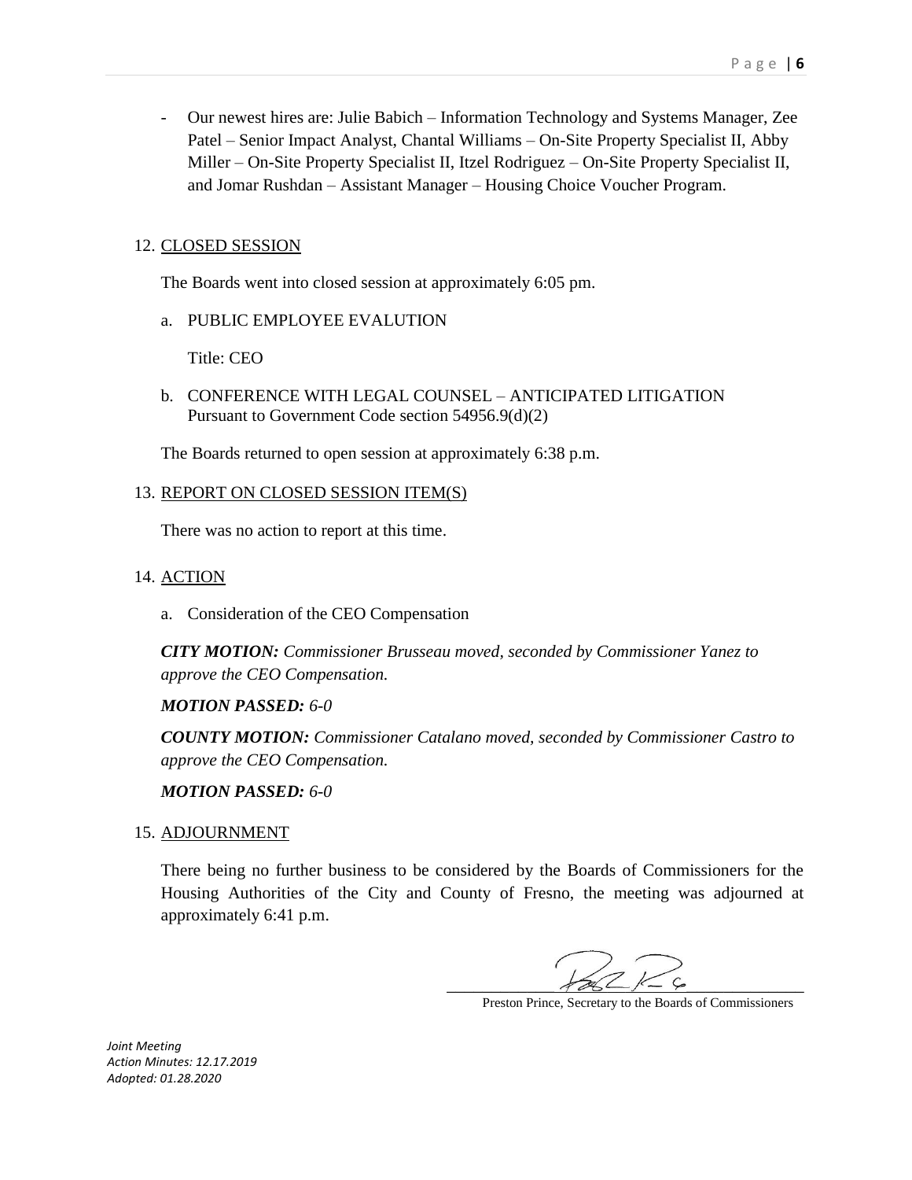- Our newest hires are: Julie Babich – Information Technology and Systems Manager, Zee Patel – Senior Impact Analyst, Chantal Williams – On-Site Property Specialist II, Abby Miller – On-Site Property Specialist II, Itzel Rodriguez – On-Site Property Specialist II, and Jomar Rushdan – Assistant Manager – Housing Choice Voucher Program.

12. CLOSED SESSION

The Boards went into closed session at approximately 6:05 pm.

a. PUBLIC EMPLOYEE EVALUTION

Title: CEO

b. CONFERENCE WITH LEGAL COUNSEL – ANTICIPATED LITIGATION
Pursuant to Government Code section 54956.9(d)(2)

The Boards returned to open session at approximately 6:38 p.m.

13. REPORT ON CLOSED SESSION ITEM(S)

There was no action to report at this time.

14. ACTION

a. Consideration of the CEO Compensation

***CITY MOTION:*** *Commissioner Brusseau moved, seconded by Commissioner Yanez to approve the CEO Compensation.*

***MOTION PASSED:*** *6-0*

***COUNTY MOTION:*** *Commissioner Catalano moved, seconded by Commissioner Castro to approve the CEO Compensation.*

***MOTION PASSED:*** *6-0*

15. ADJOURNMENT

There being no further business to be considered by the Boards of Commissioners for the Housing Authorities of the City and County of Fresno, the meeting was adjourned at approximately 6:41 p.m.

Preston Prince, Secretary to the Boards of Commissioners

*Joint Meeting*
*Action Minutes: 12.17.2019*
*Adopted: 01.28.2020*